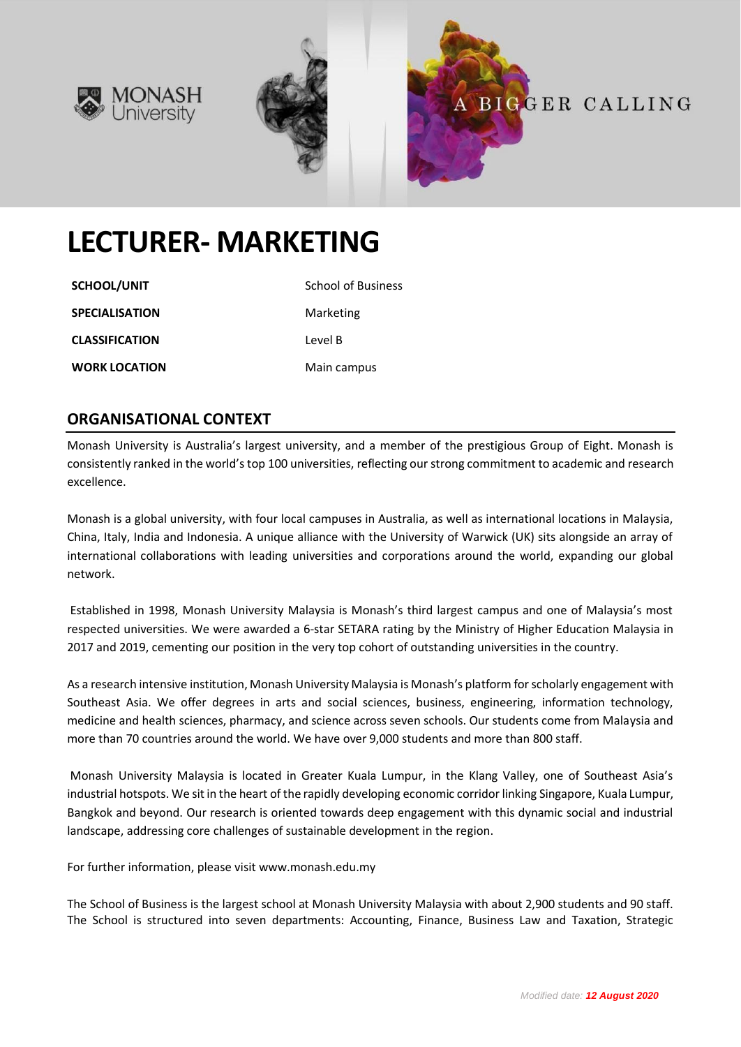# LECTURER- MARKETING

| | |
|---|---|
| **SCHOOL/UNIT** | School of Business |
| **SPECIALISATION** | Marketing |
| **CLASSIFICATION** | Level B |
| **WORK LOCATION** | Main campus |

## ORGANISATIONAL CONTEXT

Monash University is Australia's largest university, and a member of the prestigious Group of Eight. Monash is consistently ranked in the world's top 100 universities, reflecting our strong commitment to academic and research excellence.

Monash is a global university, with four local campuses in Australia, as well as international locations in Malaysia, China, Italy, India and Indonesia. A unique alliance with the University of Warwick (UK) sits alongside an array of international collaborations with leading universities and corporations around the world, expanding our global network.

Established in 1998, Monash University Malaysia is Monash's third largest campus and one of Malaysia's most respected universities. We were awarded a 6-star SETARA rating by the Ministry of Higher Education Malaysia in 2017 and 2019, cementing our position in the very top cohort of outstanding universities in the country.

As a research intensive institution, Monash University Malaysia is Monash's platform for scholarly engagement with Southeast Asia. We offer degrees in arts and social sciences, business, engineering, information technology, medicine and health sciences, pharmacy, and science across seven schools. Our students come from Malaysia and more than 70 countries around the world. We have over 9,000 students and more than 800 staff.

Monash University Malaysia is located in Greater Kuala Lumpur, in the Klang Valley, one of Southeast Asia's industrial hotspots. We sit in the heart of the rapidly developing economic corridor linking Singapore, Kuala Lumpur, Bangkok and beyond. Our research is oriented towards deep engagement with this dynamic social and industrial landscape, addressing core challenges of sustainable development in the region.

For further information, please visit www.monash.edu.my

The School of Business is the largest school at Monash University Malaysia with about 2,900 students and 90 staff. The School is structured into seven departments: Accounting, Finance, Business Law and Taxation, Strategic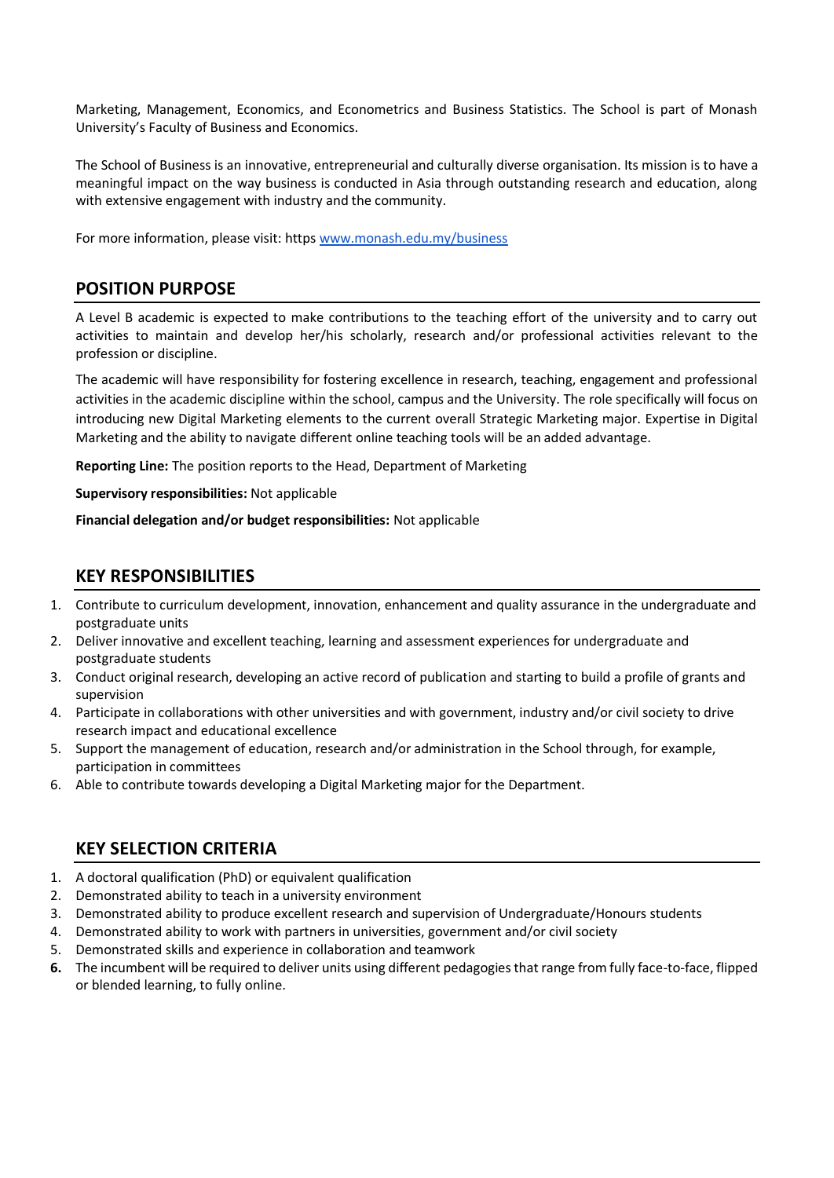Marketing, Management, Economics, and Econometrics and Business Statistics. The School is part of Monash University's Faculty of Business and Economics.

The School of Business is an innovative, entrepreneurial and culturally diverse organisation. Its mission is to have a meaningful impact on the way business is conducted in Asia through outstanding research and education, along with extensive engagement with industry and the community.

For more information, please visit: https www.monash.edu.my/business

## POSITION PURPOSE

A Level B academic is expected to make contributions to the teaching effort of the university and to carry out activities to maintain and develop her/his scholarly, research and/or professional activities relevant to the profession or discipline.

The academic will have responsibility for fostering excellence in research, teaching, engagement and professional activities in the academic discipline within the school, campus and the University. The role specifically will focus on introducing new Digital Marketing elements to the current overall Strategic Marketing major. Expertise in Digital Marketing and the ability to navigate different online teaching tools will be an added advantage.

**Reporting Line:** The position reports to the Head, Department of Marketing

**Supervisory responsibilities:** Not applicable

**Financial delegation and/or budget responsibilities:** Not applicable

## KEY RESPONSIBILITIES

1. Contribute to curriculum development, innovation, enhancement and quality assurance in the undergraduate and postgraduate units
2. Deliver innovative and excellent teaching, learning and assessment experiences for undergraduate and postgraduate students
3. Conduct original research, developing an active record of publication and starting to build a profile of grants and supervision
4. Participate in collaborations with other universities and with government, industry and/or civil society to drive research impact and educational excellence
5. Support the management of education, research and/or administration in the School through, for example, participation in committees
6. Able to contribute towards developing a Digital Marketing major for the Department.

## KEY SELECTION CRITERIA

1. A doctoral qualification (PhD) or equivalent qualification
2. Demonstrated ability to teach in a university environment
3. Demonstrated ability to produce excellent research and supervision of Undergraduate/Honours students
4. Demonstrated ability to work with partners in universities, government and/or civil society
5. Demonstrated skills and experience in collaboration and teamwork
6. The incumbent will be required to deliver units using different pedagogies that range from fully face-to-face, flipped or blended learning, to fully online.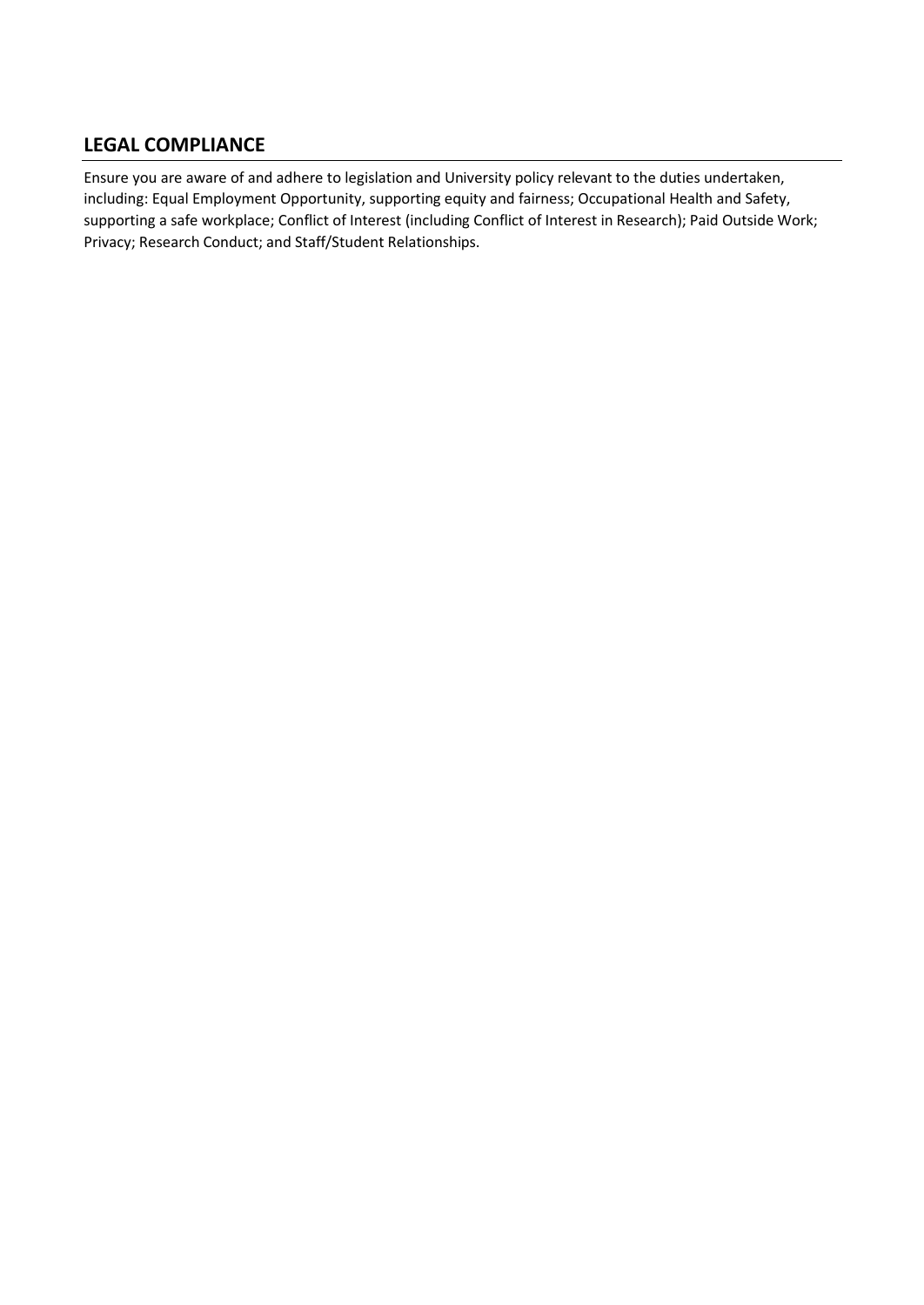## LEGAL COMPLIANCE

Ensure you are aware of and adhere to legislation and University policy relevant to the duties undertaken, including: Equal Employment Opportunity, supporting equity and fairness; Occupational Health and Safety, supporting a safe workplace; Conflict of Interest (including Conflict of Interest in Research); Paid Outside Work; Privacy; Research Conduct; and Staff/Student Relationships.